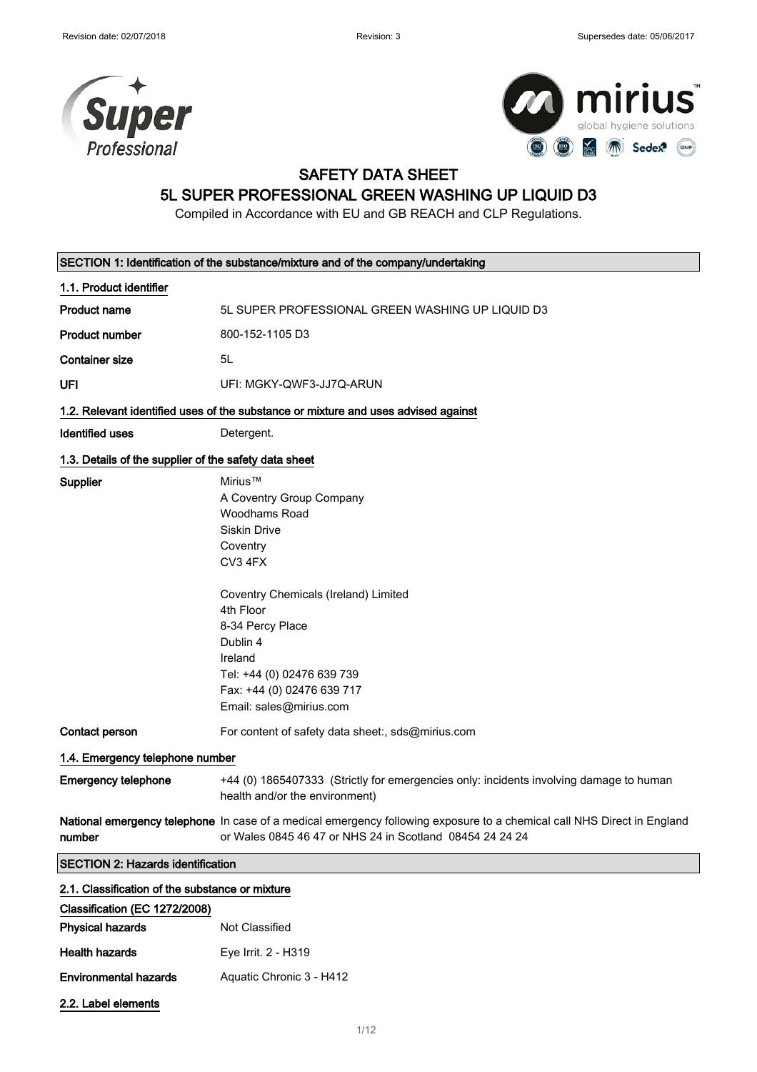Revision date: 02/07/2018 | Revision: 3 | Supersedes date: 05/06/2017

# SAFETY DATA SHEET
# 5L SUPER PROFESSIONAL GREEN WASHING UP LIQUID D3

Compiled in Accordance with EU and GB REACH and CLP Regulations.

## SECTION 1: Identification of the substance/mixture and of the company/undertaking

### 1.1. Product identifier

| | |
|---|---|
| **Product name** | 5L SUPER PROFESSIONAL GREEN WASHING UP LIQUID D3 |
| **Product number** | 800-152-1105 D3 |
| **Container size** | 5L |
| **UFI** | UFI: MGKY-QWF3-JJ7Q-ARUN |

### 1.2. Relevant identified uses of the substance or mixture and uses advised against

| | |
|---|---|
| **Identified uses** | Detergent. |

### 1.3. Details of the supplier of the safety data sheet

**Supplier**

Mirius™
A Coventry Group Company
Woodhams Road
Siskin Drive
Coventry
CV3 4FX

Coventry Chemicals (Ireland) Limited
4th Floor
8-34 Percy Place
Dublin 4
Ireland
Tel: +44 (0) 02476 639 739
Fax: +44 (0) 02476 639 717
Email: sales@mirius.com

**Contact person** For content of safety data sheet:, sds@mirius.com

### 1.4. Emergency telephone number

**Emergency telephone** +44 (0) 1865407333 (Strictly for emergencies only: incidents involving damage to human health and/or the environment)

**National emergency telephone number** In case of a medical emergency following exposure to a chemical call NHS Direct in England or Wales 0845 46 47 or NHS 24 in Scotland 08454 24 24 24

## SECTION 2: Hazards identification

### 2.1. Classification of the substance or mixture

**Classification (EC 1272/2008)**

| | |
|---|---|
| **Physical hazards** | Not Classified |
| **Health hazards** | Eye Irrit. 2 - H319 |
| **Environmental hazards** | Aquatic Chronic 3 - H412 |

### 2.2. Label elements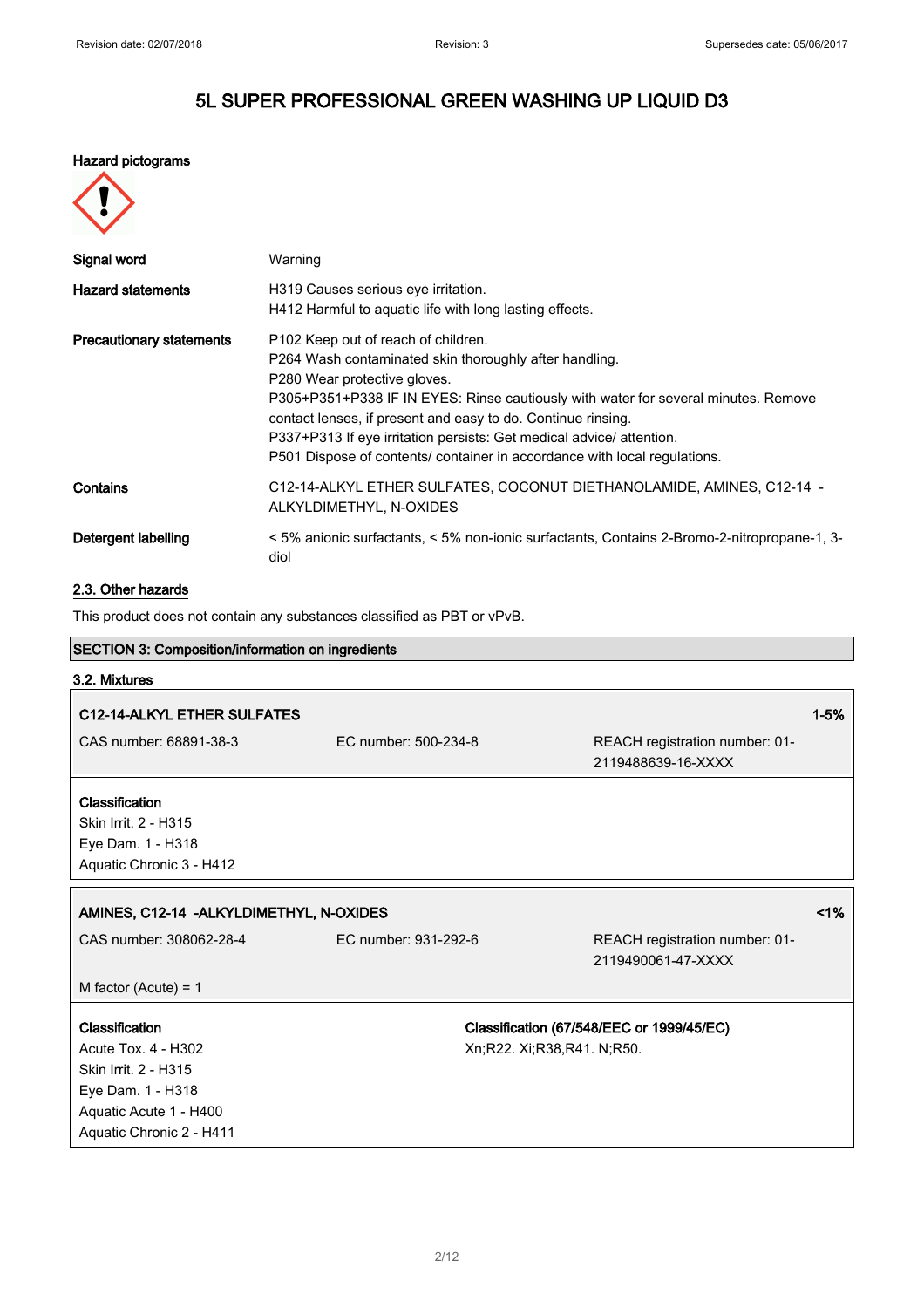# 5L SUPER PROFESSIONAL GREEN WASHING UP LIQUID D3

**Hazard pictograms**

| | |
|---|---|
| **Signal word** | Warning |
| **Hazard statements** | H319 Causes serious eye irritation.<br>H412 Harmful to aquatic life with long lasting effects. |
| **Precautionary statements** | P102 Keep out of reach of children.<br>P264 Wash contaminated skin thoroughly after handling.<br>P280 Wear protective gloves.<br>P305+P351+P338 IF IN EYES: Rinse cautiously with water for several minutes. Remove contact lenses, if present and easy to do. Continue rinsing.<br>P337+P313 If eye irritation persists: Get medical advice/ attention.<br>P501 Dispose of contents/ container in accordance with local regulations. |
| **Contains** | C12-14-ALKYL ETHER SULFATES, COCONUT DIETHANOLAMIDE, AMINES, C12-14 -ALKYLDIMETHYL, N-OXIDES |
| **Detergent labelling** | < 5% anionic surfactants, < 5% non-ionic surfactants, Contains 2-Bromo-2-nitropropane-1, 3-diol |

### 2.3. Other hazards

This product does not contain any substances classified as PBT or vPvB.

## SECTION 3: Composition/information on ingredients

### 3.2. Mixtures

**C12-14-ALKYL ETHER SULFATES** — 1-5%

| | | |
|---|---|---|
| CAS number: 68891-38-3 | EC number: 500-234-8 | REACH registration number: 01-2119488639-16-XXXX |

**Classification**
Skin Irrit. 2 - H315
Eye Dam. 1 - H318
Aquatic Chronic 3 - H412

**AMINES, C12-14 -ALKYLDIMETHYL, N-OXIDES** — <1%

| | | |
|---|---|---|
| CAS number: 308062-28-4 | EC number: 931-292-6 | REACH registration number: 01-2119490061-47-XXXX |

M factor (Acute) = 1

| Classification | Classification (67/548/EEC or 1999/45/EC) |
|---|---|
| Acute Tox. 4 - H302<br>Skin Irrit. 2 - H315<br>Eye Dam. 1 - H318<br>Aquatic Acute 1 - H400<br>Aquatic Chronic 2 - H411 | Xn;R22. Xi;R38,R41. N;R50. |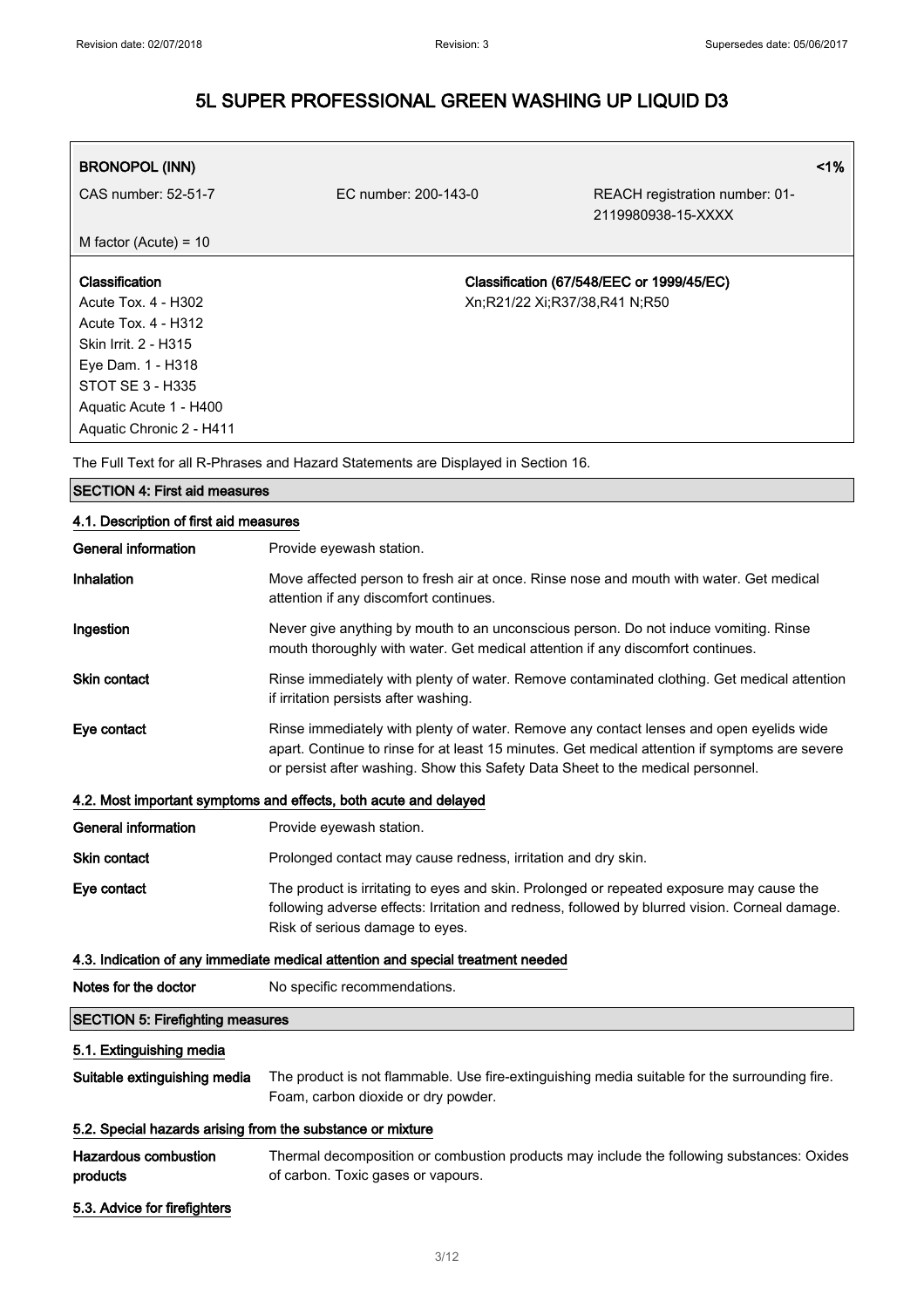## BRONOPOL (INN) <1%

| CAS number: 52-51-7 | EC number: 200-143-0 | REACH registration number: 01-2119980938-15-XXXX |
|---|---|---|

M factor (Acute) = 10

| Classification | Classification (67/548/EEC or 1999/45/EC) |
|---|---|
| Acute Tox. 4 - H302<br>Acute Tox. 4 - H312<br>Skin Irrit. 2 - H315<br>Eye Dam. 1 - H318<br>STOT SE 3 - H335<br>Aquatic Acute 1 - H400<br>Aquatic Chronic 2 - H411 | Xn;R21/22 Xi;R37/38,R41 N;R50 |

The Full Text for all R-Phrases and Hazard Statements are Displayed in Section 16.

## SECTION 4: First aid measures

### 4.1. Description of first aid measures

**General information** Provide eyewash station.

**Inhalation** Move affected person to fresh air at once. Rinse nose and mouth with water. Get medical attention if any discomfort continues.

**Ingestion** Never give anything by mouth to an unconscious person. Do not induce vomiting. Rinse mouth thoroughly with water. Get medical attention if any discomfort continues.

**Skin contact** Rinse immediately with plenty of water. Remove contaminated clothing. Get medical attention if irritation persists after washing.

**Eye contact** Rinse immediately with plenty of water. Remove any contact lenses and open eyelids wide apart. Continue to rinse for at least 15 minutes. Get medical attention if symptoms are severe or persist after washing. Show this Safety Data Sheet to the medical personnel.

### 4.2. Most important symptoms and effects, both acute and delayed

**General information** Provide eyewash station.

**Skin contact** Prolonged contact may cause redness, irritation and dry skin.

**Eye contact** The product is irritating to eyes and skin. Prolonged or repeated exposure may cause the following adverse effects: Irritation and redness, followed by blurred vision. Corneal damage. Risk of serious damage to eyes.

### 4.3. Indication of any immediate medical attention and special treatment needed

**Notes for the doctor** No specific recommendations.

## SECTION 5: Firefighting measures

### 5.1. Extinguishing media

**Suitable extinguishing media** The product is not flammable. Use fire-extinguishing media suitable for the surrounding fire. Foam, carbon dioxide or dry powder.

### 5.2. Special hazards arising from the substance or mixture

**Hazardous combustion products** Thermal decomposition or combustion products may include the following substances: Oxides of carbon. Toxic gases or vapours.

### 5.3. Advice for firefighters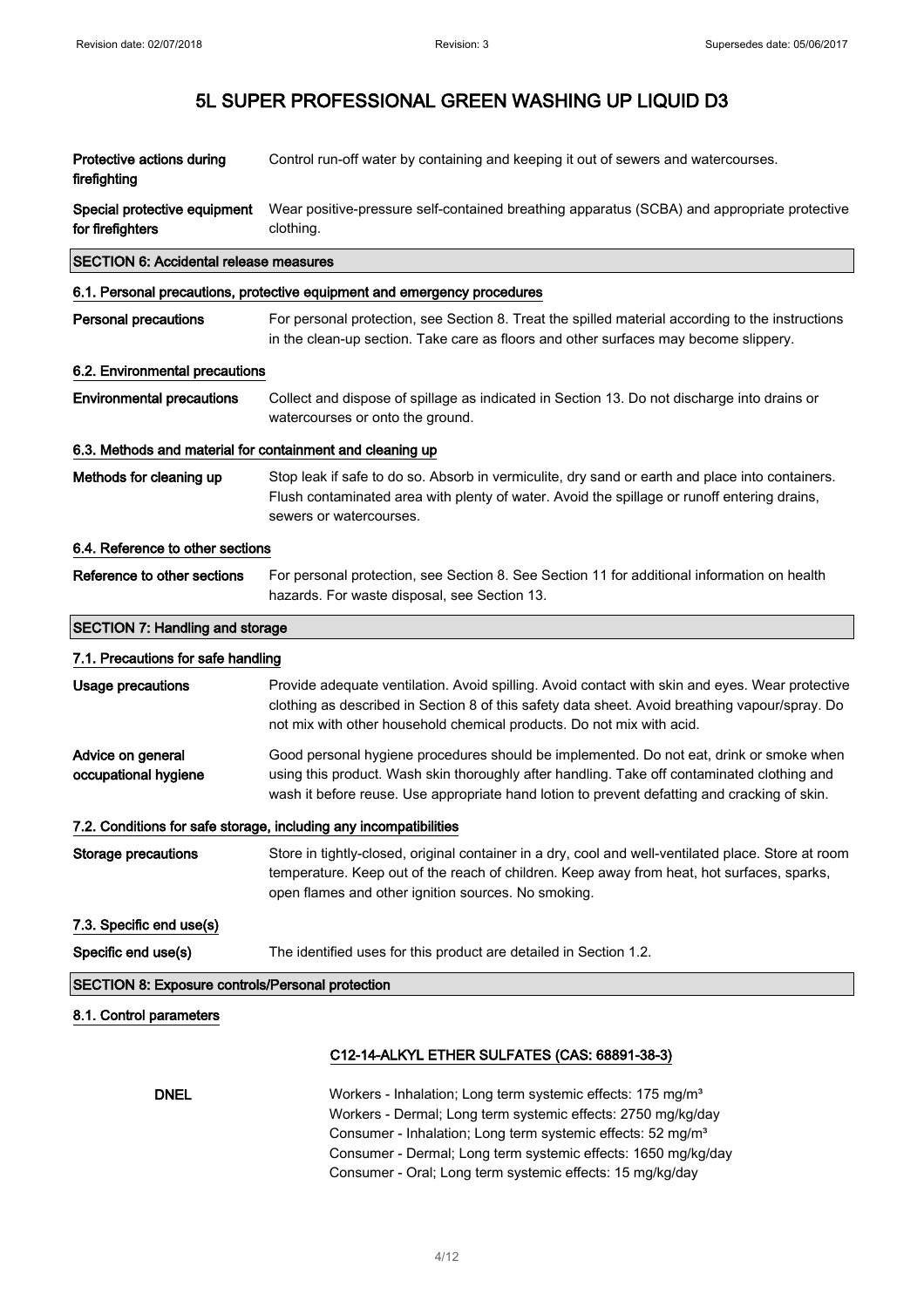| | |
|---|---|
| **Protective actions during firefighting** | Control run-off water by containing and keeping it out of sewers and watercourses. |
| **Special protective equipment for firefighters** | Wear positive-pressure self-contained breathing apparatus (SCBA) and appropriate protective clothing. |

## SECTION 6: Accidental release measures

### 6.1. Personal precautions, protective equipment and emergency procedures

| | |
|---|---|
| **Personal precautions** | For personal protection, see Section 8. Treat the spilled material according to the instructions in the clean-up section. Take care as floors and other surfaces may become slippery. |

### 6.2. Environmental precautions

| | |
|---|---|
| **Environmental precautions** | Collect and dispose of spillage as indicated in Section 13. Do not discharge into drains or watercourses or onto the ground. |

### 6.3. Methods and material for containment and cleaning up

| | |
|---|---|
| **Methods for cleaning up** | Stop leak if safe to do so. Absorb in vermiculite, dry sand or earth and place into containers. Flush contaminated area with plenty of water. Avoid the spillage or runoff entering drains, sewers or watercourses. |

### 6.4. Reference to other sections

| | |
|---|---|
| **Reference to other sections** | For personal protection, see Section 8. See Section 11 for additional information on health hazards. For waste disposal, see Section 13. |

## SECTION 7: Handling and storage

### 7.1. Precautions for safe handling

| | |
|---|---|
| **Usage precautions** | Provide adequate ventilation. Avoid spilling. Avoid contact with skin and eyes. Wear protective clothing as described in Section 8 of this safety data sheet. Avoid breathing vapour/spray. Do not mix with other household chemical products. Do not mix with acid. |
| **Advice on general occupational hygiene** | Good personal hygiene procedures should be implemented. Do not eat, drink or smoke when using this product. Wash skin thoroughly after handling. Take off contaminated clothing and wash it before reuse. Use appropriate hand lotion to prevent defatting and cracking of skin. |

### 7.2. Conditions for safe storage, including any incompatibilities

| | |
|---|---|
| **Storage precautions** | Store in tightly-closed, original container in a dry, cool and well-ventilated place. Store at room temperature. Keep out of the reach of children. Keep away from heat, hot surfaces, sparks, open flames and other ignition sources. No smoking. |

### 7.3. Specific end use(s)

| | |
|---|---|
| **Specific end use(s)** | The identified uses for this product are detailed in Section 1.2. |

## SECTION 8: Exposure controls/Personal protection

### 8.1. Control parameters

**C12-14-ALKYL ETHER SULFATES (CAS: 68891-38-3)**

**DNEL**

Workers - Inhalation; Long term systemic effects: 175 mg/m³
Workers - Dermal; Long term systemic effects: 2750 mg/kg/day
Consumer - Inhalation; Long term systemic effects: 52 mg/m³
Consumer - Dermal; Long term systemic effects: 1650 mg/kg/day
Consumer - Oral; Long term systemic effects: 15 mg/kg/day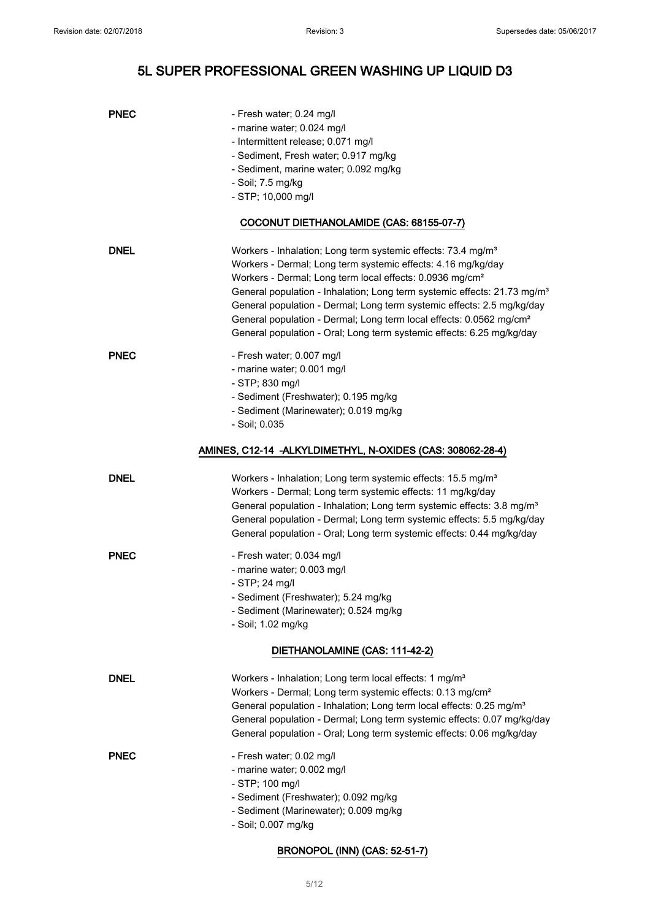**PNEC**

- Fresh water; 0.24 mg/l
- marine water; 0.024 mg/l
- Intermittent release; 0.071 mg/l
- Sediment, Fresh water; 0.917 mg/kg
- Sediment, marine water; 0.092 mg/kg
- Soil; 7.5 mg/kg
- STP; 10,000 mg/l

### COCONUT DIETHANOLAMIDE (CAS: 68155-07-7)

**DNEL**

Workers - Inhalation; Long term systemic effects: 73.4 mg/m³
Workers - Dermal; Long term systemic effects: 4.16 mg/kg/day
Workers - Dermal; Long term local effects: 0.0936 mg/cm²
General population - Inhalation; Long term systemic effects: 21.73 mg/m³
General population - Dermal; Long term systemic effects: 2.5 mg/kg/day
General population - Dermal; Long term local effects: 0.0562 mg/cm²
General population - Oral; Long term systemic effects: 6.25 mg/kg/day

**PNEC**

- Fresh water; 0.007 mg/l
- marine water; 0.001 mg/l
- STP; 830 mg/l
- Sediment (Freshwater); 0.195 mg/kg
- Sediment (Marinewater); 0.019 mg/kg
- Soil; 0.035

### AMINES, C12-14 -ALKYLDIMETHYL, N-OXIDES (CAS: 308062-28-4)

**DNEL**

Workers - Inhalation; Long term systemic effects: 15.5 mg/m³
Workers - Dermal; Long term systemic effects: 11 mg/kg/day
General population - Inhalation; Long term systemic effects: 3.8 mg/m³
General population - Dermal; Long term systemic effects: 5.5 mg/kg/day
General population - Oral; Long term systemic effects: 0.44 mg/kg/day

**PNEC**

- Fresh water; 0.034 mg/l
- marine water; 0.003 mg/l
- STP; 24 mg/l
- Sediment (Freshwater); 5.24 mg/kg
- Sediment (Marinewater); 0.524 mg/kg
- Soil; 1.02 mg/kg

### DIETHANOLAMINE (CAS: 111-42-2)

**DNEL**

Workers - Inhalation; Long term local effects: 1 mg/m³
Workers - Dermal; Long term systemic effects: 0.13 mg/cm²
General population - Inhalation; Long term local effects: 0.25 mg/m³
General population - Dermal; Long term systemic effects: 0.07 mg/kg/day
General population - Oral; Long term systemic effects: 0.06 mg/kg/day

**PNEC**

- Fresh water; 0.02 mg/l
- marine water; 0.002 mg/l
- STP; 100 mg/l
- Sediment (Freshwater); 0.092 mg/kg
- Sediment (Marinewater); 0.009 mg/kg
- Soil; 0.007 mg/kg

### BRONOPOL (INN) (CAS: 52-51-7)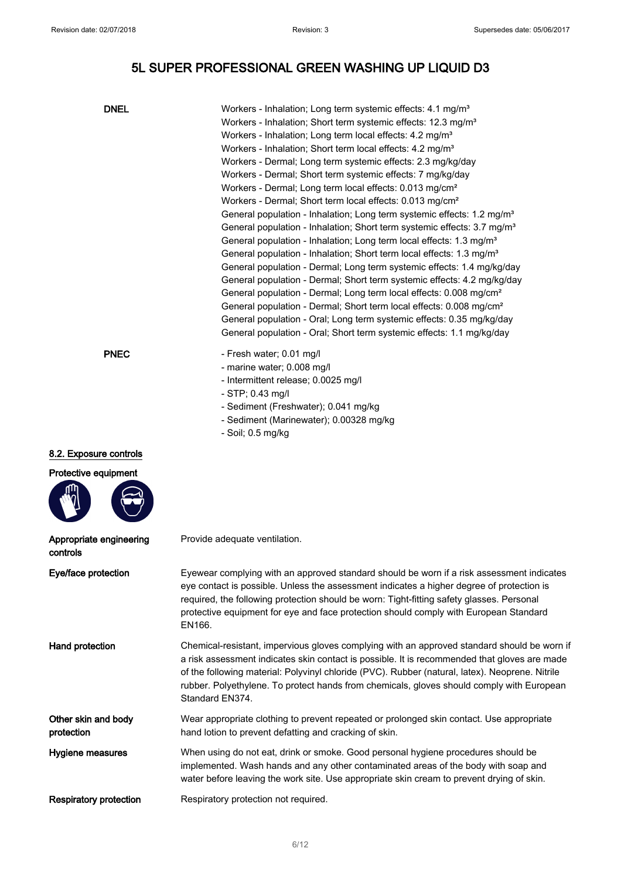**DNEL**

Workers - Inhalation; Long term systemic effects: 4.1 mg/m³
Workers - Inhalation; Short term systemic effects: 12.3 mg/m³
Workers - Inhalation; Long term local effects: 4.2 mg/m³
Workers - Inhalation; Short term local effects: 4.2 mg/m³
Workers - Dermal; Long term systemic effects: 2.3 mg/kg/day
Workers - Dermal; Short term systemic effects: 7 mg/kg/day
Workers - Dermal; Long term local effects: 0.013 mg/cm²
Workers - Dermal; Short term local effects: 0.013 mg/cm²
General population - Inhalation; Long term systemic effects: 1.2 mg/m³
General population - Inhalation; Short term systemic effects: 3.7 mg/m³
General population - Inhalation; Long term local effects: 1.3 mg/m³
General population - Inhalation; Short term local effects: 1.3 mg/m³
General population - Dermal; Long term systemic effects: 1.4 mg/kg/day
General population - Dermal; Short term systemic effects: 4.2 mg/kg/day
General population - Dermal; Long term local effects: 0.008 mg/cm²
General population - Dermal; Short term local effects: 0.008 mg/cm²
General population - Oral; Long term systemic effects: 0.35 mg/kg/day
General population - Oral; Short term systemic effects: 1.1 mg/kg/day

**PNEC**

- Fresh water; 0.01 mg/l
- marine water; 0.008 mg/l
- Intermittent release; 0.0025 mg/l
- STP; 0.43 mg/l
- Sediment (Freshwater); 0.041 mg/kg
- Sediment (Marinewater); 0.00328 mg/kg
- Soil; 0.5 mg/kg

## 8.2. Exposure controls

**Protective equipment**

**Appropriate engineering controls**
Provide adequate ventilation.

**Eye/face protection**
Eyewear complying with an approved standard should be worn if a risk assessment indicates eye contact is possible. Unless the assessment indicates a higher degree of protection is required, the following protection should be worn: Tight-fitting safety glasses. Personal protective equipment for eye and face protection should comply with European Standard EN166.

**Hand protection**
Chemical-resistant, impervious gloves complying with an approved standard should be worn if a risk assessment indicates skin contact is possible. It is recommended that gloves are made of the following material: Polyvinyl chloride (PVC). Rubber (natural, latex). Neoprene. Nitrile rubber. Polyethylene. To protect hands from chemicals, gloves should comply with European Standard EN374.

**Other skin and body protection**
Wear appropriate clothing to prevent repeated or prolonged skin contact. Use appropriate hand lotion to prevent defatting and cracking of skin.

**Hygiene measures**
When using do not eat, drink or smoke. Good personal hygiene procedures should be implemented. Wash hands and any other contaminated areas of the body with soap and water before leaving the work site. Use appropriate skin cream to prevent drying of skin.

**Respiratory protection**
Respiratory protection not required.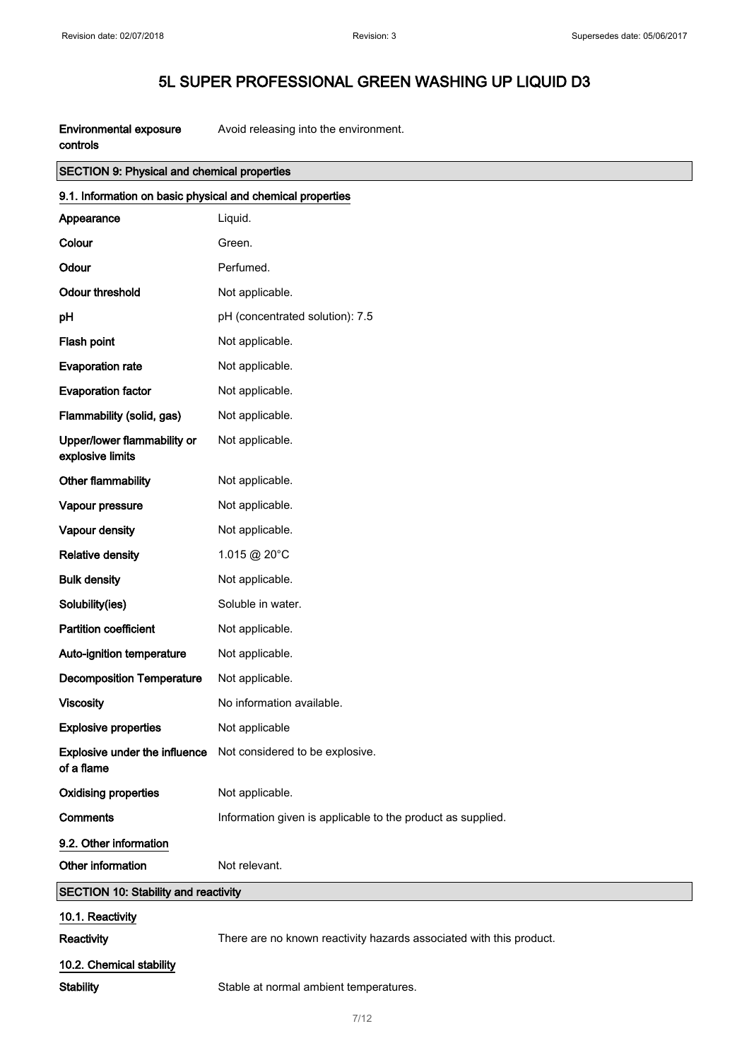| | |
|---|---|
| **Environmental exposure controls** | Avoid releasing into the environment. |

## SECTION 9: Physical and chemical properties

### 9.1. Information on basic physical and chemical properties

| | |
|---|---|
| **Appearance** | Liquid. |
| **Colour** | Green. |
| **Odour** | Perfumed. |
| **Odour threshold** | Not applicable. |
| **pH** | pH (concentrated solution): 7.5 |
| **Flash point** | Not applicable. |
| **Evaporation rate** | Not applicable. |
| **Evaporation factor** | Not applicable. |
| **Flammability (solid, gas)** | Not applicable. |
| **Upper/lower flammability or explosive limits** | Not applicable. |
| **Other flammability** | Not applicable. |
| **Vapour pressure** | Not applicable. |
| **Vapour density** | Not applicable. |
| **Relative density** | 1.015 @ 20°C |
| **Bulk density** | Not applicable. |
| **Solubility(ies)** | Soluble in water. |
| **Partition coefficient** | Not applicable. |
| **Auto-ignition temperature** | Not applicable. |
| **Decomposition Temperature** | Not applicable. |
| **Viscosity** | No information available. |
| **Explosive properties** | Not applicable |
| **Explosive under the influence of a flame** | Not considered to be explosive. |
| **Oxidising properties** | Not applicable. |
| **Comments** | Information given is applicable to the product as supplied. |

### 9.2. Other information

| | |
|---|---|
| **Other information** | Not relevant. |

## SECTION 10: Stability and reactivity

### 10.1. Reactivity

| | |
|---|---|
| **Reactivity** | There are no known reactivity hazards associated with this product. |

### 10.2. Chemical stability

| | |
|---|---|
| **Stability** | Stable at normal ambient temperatures. |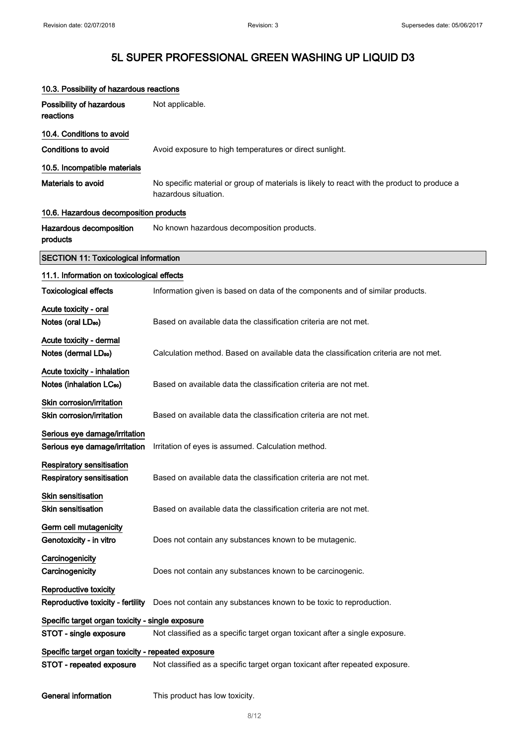### 10.3. Possibility of hazardous reactions

**Possibility of hazardous reactions** Not applicable.

### 10.4. Conditions to avoid

**Conditions to avoid** Avoid exposure to high temperatures or direct sunlight.

### 10.5. Incompatible materials

**Materials to avoid** No specific material or group of materials is likely to react with the product to produce a hazardous situation.

### 10.6. Hazardous decomposition products

**Hazardous decomposition products** No known hazardous decomposition products.

## SECTION 11: Toxicological information

### 11.1. Information on toxicological effects

**Toxicological effects** Information given is based on data of the components and of similar products.

**Acute toxicity - oral**

**Notes (oral $LD_{50}$)** Based on available data the classification criteria are not met.

**Acute toxicity - dermal**

**Notes (dermal $LD_{50}$)** Calculation method. Based on available data the classification criteria are not met.

**Acute toxicity - inhalation**

**Notes (inhalation $LC_{50}$)** Based on available data the classification criteria are not met.

**Skin corrosion/irritation**

**Skin corrosion/irritation** Based on available data the classification criteria are not met.

**Serious eye damage/irritation**

**Serious eye damage/irritation** Irritation of eyes is assumed. Calculation method.

**Respiratory sensitisation**

**Respiratory sensitisation** Based on available data the classification criteria are not met.

**Skin sensitisation**

**Skin sensitisation** Based on available data the classification criteria are not met.

**Germ cell mutagenicity**

**Genotoxicity - in vitro** Does not contain any substances known to be mutagenic.

**Carcinogenicity**

**Carcinogenicity** Does not contain any substances known to be carcinogenic.

**Reproductive toxicity**

**Reproductive toxicity - fertility** Does not contain any substances known to be toxic to reproduction.

**Specific target organ toxicity - single exposure**

**STOT - single exposure** Not classified as a specific target organ toxicant after a single exposure.

**Specific target organ toxicity - repeated exposure**

**STOT - repeated exposure** Not classified as a specific target organ toxicant after repeated exposure.

**General information** This product has low toxicity.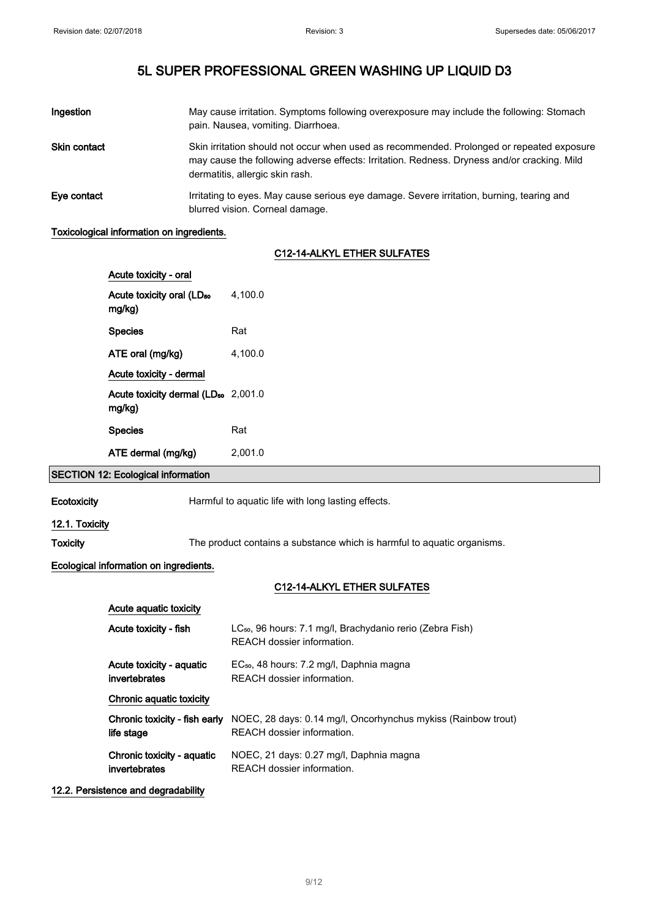| | |
|---|---|
| **Ingestion** | May cause irritation. Symptoms following overexposure may include the following: Stomach pain. Nausea, vomiting. Diarrhoea. |
| **Skin contact** | Skin irritation should not occur when used as recommended. Prolonged or repeated exposure may cause the following adverse effects: Irritation. Redness. Dryness and/or cracking. Mild dermatitis, allergic skin rash. |
| **Eye contact** | Irritating to eyes. May cause serious eye damage. Severe irritation, burning, tearing and blurred vision. Corneal damage. |

**Toxicological information on ingredients.**

**C12-14-ALKYL ETHER SULFATES**

| | |
|---|---|
| **Acute toxicity - oral** | |
| **Acute toxicity oral ($LD_{50}$ mg/kg)** | 4,100.0 |
| **Species** | Rat |
| **ATE oral (mg/kg)** | 4,100.0 |
| **Acute toxicity - dermal** | |
| **Acute toxicity dermal ($LD_{50}$ mg/kg)** | 2,001.0 |
| **Species** | Rat |
| **ATE dermal (mg/kg)** | 2,001.0 |

## SECTION 12: Ecological information

| | |
|---|---|
| **Ecotoxicity** | Harmful to aquatic life with long lasting effects. |

### 12.1. Toxicity

| | |
|---|---|
| **Toxicity** | The product contains a substance which is harmful to aquatic organisms. |

**Ecological information on ingredients.**

**C12-14-ALKYL ETHER SULFATES**

| | |
|---|---|
| **Acute aquatic toxicity** | |
| **Acute toxicity - fish** | $LC_{50}$, 96 hours: 7.1 mg/l, Brachydanio rerio (Zebra Fish)<br>REACH dossier information. |
| **Acute toxicity - aquatic invertebrates** | $EC_{50}$, 48 hours: 7.2 mg/l, Daphnia magna<br>REACH dossier information. |
| **Chronic aquatic toxicity** | |
| **Chronic toxicity - fish early life stage** | NOEC, 28 days: 0.14 mg/l, Oncorhynchus mykiss (Rainbow trout)<br>REACH dossier information. |
| **Chronic toxicity - aquatic invertebrates** | NOEC, 21 days: 0.27 mg/l, Daphnia magna<br>REACH dossier information. |

### 12.2. Persistence and degradability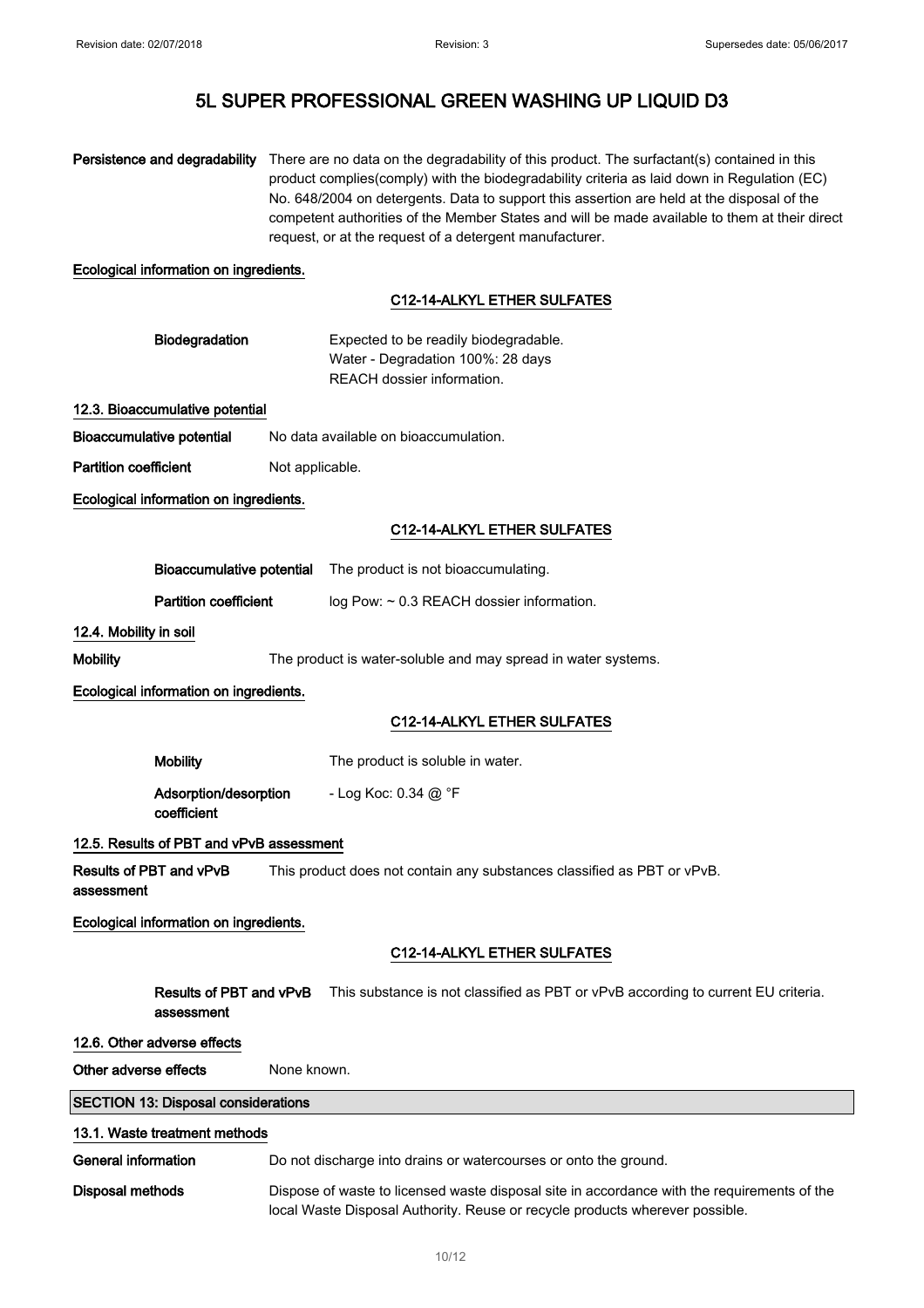**Persistence and degradability** There are no data on the degradability of this product. The surfactant(s) contained in this product complies(comply) with the biodegradability criteria as laid down in Regulation (EC) No. 648/2004 on detergents. Data to support this assertion are held at the disposal of the competent authorities of the Member States and will be made available to them at their direct request, or at the request of a detergent manufacturer.

**Ecological information on ingredients.**

**C12-14-ALKYL ETHER SULFATES**

**Biodegradation** Expected to be readily biodegradable.
Water - Degradation 100%: 28 days
REACH dossier information.

### 12.3. Bioaccumulative potential

**Bioaccumulative potential** No data available on bioaccumulation.

**Partition coefficient** Not applicable.

**Ecological information on ingredients.**

**C12-14-ALKYL ETHER SULFATES**

**Bioaccumulative potential** The product is not bioaccumulating.

**Partition coefficient** log Pow: ~ 0.3 REACH dossier information.

### 12.4. Mobility in soil

**Mobility** The product is water-soluble and may spread in water systems.

**Ecological information on ingredients.**

**C12-14-ALKYL ETHER SULFATES**

**Mobility** The product is soluble in water.

**Adsorption/desorption coefficient** - Log Koc: 0.34 @ °F

### 12.5. Results of PBT and vPvB assessment

**Results of PBT and vPvB assessment** This product does not contain any substances classified as PBT or vPvB.

**Ecological information on ingredients.**

**C12-14-ALKYL ETHER SULFATES**

**Results of PBT and vPvB assessment** This substance is not classified as PBT or vPvB according to current EU criteria.

### 12.6. Other adverse effects

**Other adverse effects** None known.

## SECTION 13: Disposal considerations

### 13.1. Waste treatment methods

**General information** Do not discharge into drains or watercourses or onto the ground.

**Disposal methods** Dispose of waste to licensed waste disposal site in accordance with the requirements of the local Waste Disposal Authority. Reuse or recycle products wherever possible.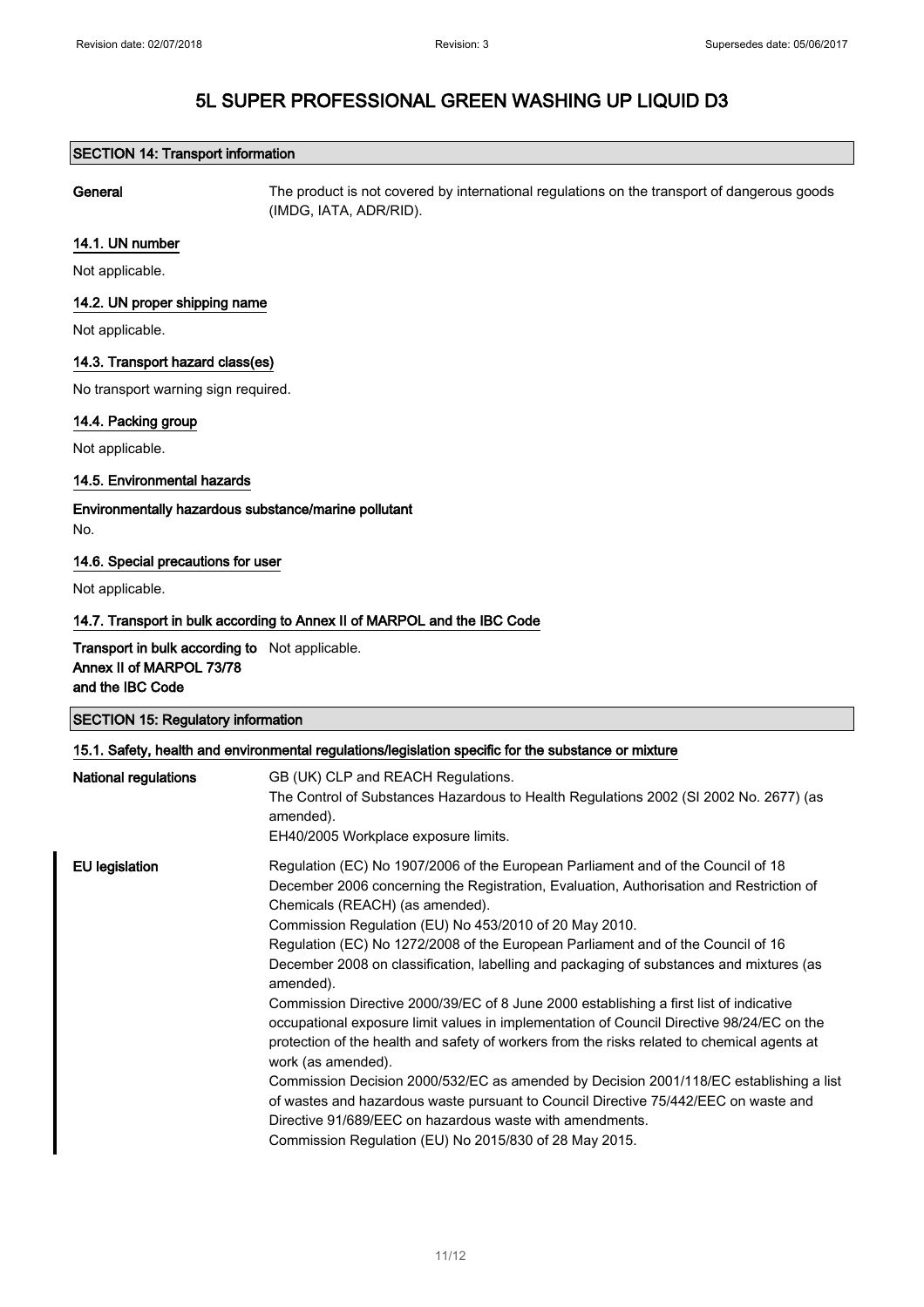# 5L SUPER PROFESSIONAL GREEN WASHING UP LIQUID D3

## SECTION 14: Transport information

**General** The product is not covered by international regulations on the transport of dangerous goods (IMDG, IATA, ADR/RID).

### 14.1. UN number

Not applicable.

### 14.2. UN proper shipping name

Not applicable.

### 14.3. Transport hazard class(es)

No transport warning sign required.

### 14.4. Packing group

Not applicable.

### 14.5. Environmental hazards

**Environmentally hazardous substance/marine pollutant**

No.

### 14.6. Special precautions for user

Not applicable.

### 14.7. Transport in bulk according to Annex II of MARPOL and the IBC Code

**Transport in bulk according to Annex II of MARPOL 73/78 and the IBC Code** Not applicable.

## SECTION 15: Regulatory information

### 15.1. Safety, health and environmental regulations/legislation specific for the substance or mixture

**National regulations**

GB (UK) CLP and REACH Regulations.
The Control of Substances Hazardous to Health Regulations 2002 (SI 2002 No. 2677) (as amended).
EH40/2005 Workplace exposure limits.

**EU legislation**

Regulation (EC) No 1907/2006 of the European Parliament and of the Council of 18 December 2006 concerning the Registration, Evaluation, Authorisation and Restriction of Chemicals (REACH) (as amended).
Commission Regulation (EU) No 453/2010 of 20 May 2010.
Regulation (EC) No 1272/2008 of the European Parliament and of the Council of 16 December 2008 on classification, labelling and packaging of substances and mixtures (as amended).
Commission Directive 2000/39/EC of 8 June 2000 establishing a first list of indicative occupational exposure limit values in implementation of Council Directive 98/24/EC on the protection of the health and safety of workers from the risks related to chemical agents at work (as amended).
Commission Decision 2000/532/EC as amended by Decision 2001/118/EC establishing a list of wastes and hazardous waste pursuant to Council Directive 75/442/EEC on waste and Directive 91/689/EEC on hazardous waste with amendments.
Commission Regulation (EU) No 2015/830 of 28 May 2015.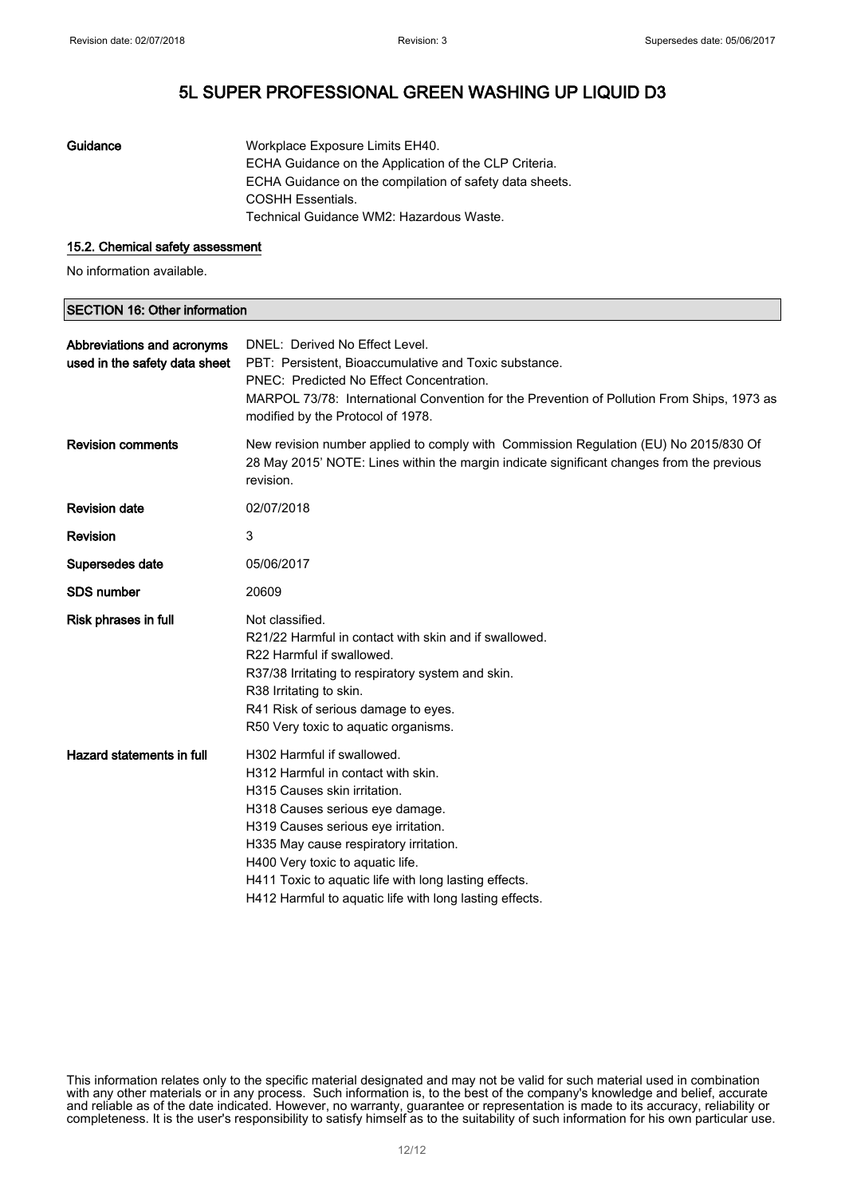# 5L SUPER PROFESSIONAL GREEN WASHING UP LIQUID D3

| | |
|---|---|
| **Guidance** | Workplace Exposure Limits EH40.<br>ECHA Guidance on the Application of the CLP Criteria.<br>ECHA Guidance on the compilation of safety data sheets.<br>COSHH Essentials.<br>Technical Guidance WM2: Hazardous Waste. |

### 15.2. Chemical safety assessment

No information available.

## SECTION 16: Other information

| | |
|---|---|
| **Abbreviations and acronyms used in the safety data sheet** | DNEL: Derived No Effect Level.<br>PBT: Persistent, Bioaccumulative and Toxic substance.<br>PNEC: Predicted No Effect Concentration.<br>MARPOL 73/78: International Convention for the Prevention of Pollution From Ships, 1973 as modified by the Protocol of 1978. |
| **Revision comments** | New revision number applied to comply with Commission Regulation (EU) No 2015/830 Of 28 May 2015' NOTE: Lines within the margin indicate significant changes from the previous revision. |
| **Revision date** | 02/07/2018 |
| **Revision** | 3 |
| **Supersedes date** | 05/06/2017 |
| **SDS number** | 20609 |
| **Risk phrases in full** | Not classified.<br>R21/22 Harmful in contact with skin and if swallowed.<br>R22 Harmful if swallowed.<br>R37/38 Irritating to respiratory system and skin.<br>R38 Irritating to skin.<br>R41 Risk of serious damage to eyes.<br>R50 Very toxic to aquatic organisms. |
| **Hazard statements in full** | H302 Harmful if swallowed.<br>H312 Harmful in contact with skin.<br>H315 Causes skin irritation.<br>H318 Causes serious eye damage.<br>H319 Causes serious eye irritation.<br>H335 May cause respiratory irritation.<br>H400 Very toxic to aquatic life.<br>H411 Toxic to aquatic life with long lasting effects.<br>H412 Harmful to aquatic life with long lasting effects. |

This information relates only to the specific material designated and may not be valid for such material used in combination with any other materials or in any process. Such information is, to the best of the company's knowledge and belief, accurate and reliable as of the date indicated. However, no warranty, guarantee or representation is made to its accuracy, reliability or completeness. It is the user's responsibility to satisfy himself as to the suitability of such information for his own particular use.